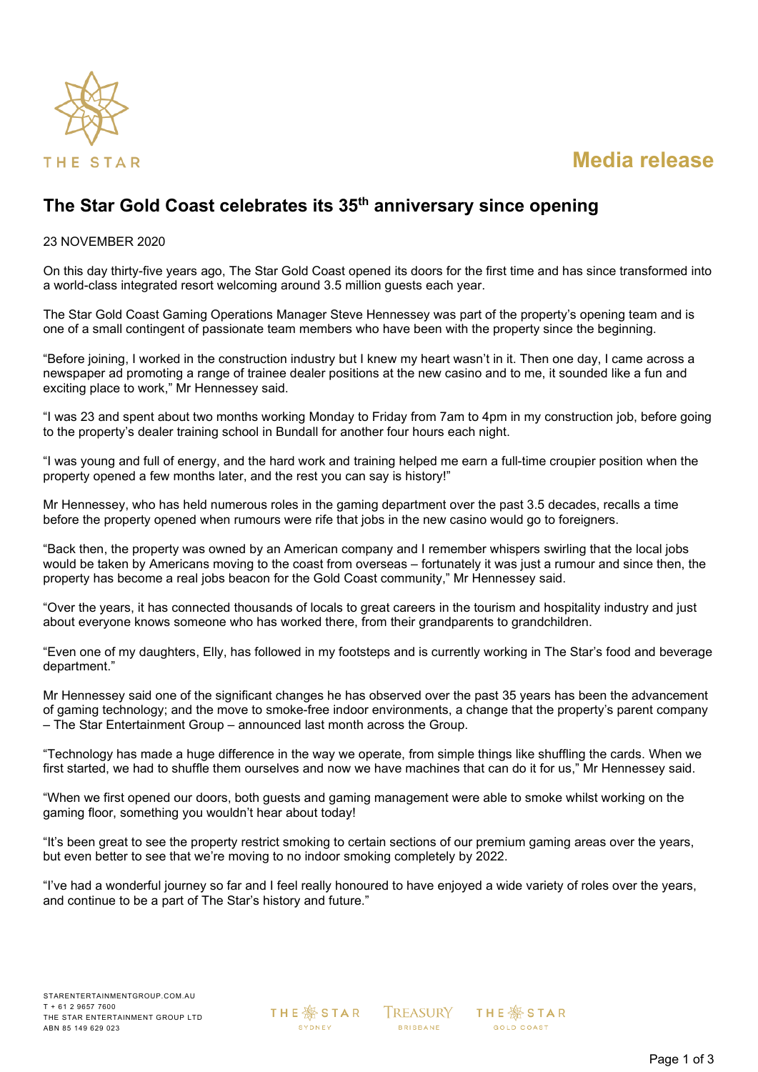THE STAR

Media release

# The Star Gold Coast celebrates its 35th anniversary since opening

23 NOVEMBER 2020

On this day thirty-five years ago, The Star Gold Coast opened its doors for the first time and has since transformed into a world-class integrated resort welcoming around 3.5 million guests each year.

The Star Gold Coast Gaming Operations Manager Steve Hennessey was part of the property's opening team and is one of a small contingent of passionate team members who have been with the property since the beginning.

"Before joining, I worked in the construction industry but I knew my heart wasn't in it. Then one day, I came across a newspaper ad promoting a range of trainee dealer positions at the new casino and to me, it sounded like a fun and exciting place to work," Mr Hennessey said.

"I was 23 and spent about two months working Monday to Friday from 7am to 4pm in my construction job, before going to the property's dealer training school in Bundall for another four hours each night.

"I was young and full of energy, and the hard work and training helped me earn a full-time croupier position when the property opened a few months later, and the rest you can say is history!"

Mr Hennessey, who has held numerous roles in the gaming department over the past 3.5 decades, recalls a time before the property opened when rumours were rife that jobs in the new casino would go to foreigners.

"Back then, the property was owned by an American company and I remember whispers swirling that the local jobs would be taken by Americans moving to the coast from overseas – fortunately it was just a rumour and since then, the property has become a real jobs beacon for the Gold Coast community," Mr Hennessey said.

"Over the years, it has connected thousands of locals to great careers in the tourism and hospitality industry and just about everyone knows someone who has worked there, from their grandparents to grandchildren.

"Even one of my daughters, Elly, has followed in my footsteps and is currently working in The Star's food and beverage department."

Mr Hennessey said one of the significant changes he has observed over the past 35 years has been the advancement of gaming technology; and the move to smoke-free indoor environments, a change that the property's parent company – The Star Entertainment Group – announced last month across the Group.

"Technology has made a huge difference in the way we operate, from simple things like shuffling the cards. When we first started, we had to shuffle them ourselves and now we have machines that can do it for us," Mr Hennessey said.

"When we first opened our doors, both guests and gaming management were able to smoke whilst working on the gaming floor, something you wouldn't hear about today!

"It's been great to see the property restrict smoking to certain sections of our premium gaming areas over the years, but even better to see that we're moving to no indoor smoking completely by 2022.

"I've had a wonderful journey so far and I feel really honoured to have enjoyed a wide variety of roles over the years, and continue to be a part of The Star's history and future."

STARENTERTAINMENTGROUP.COM.AU
T + 61 2 9657 7600
THE STAR ENTERTAINMENT GROUP LTD
ABN 85 149 629 023

THE STAR SYDNEY · TREASURY BRISBANE · THE STAR GOLD COAST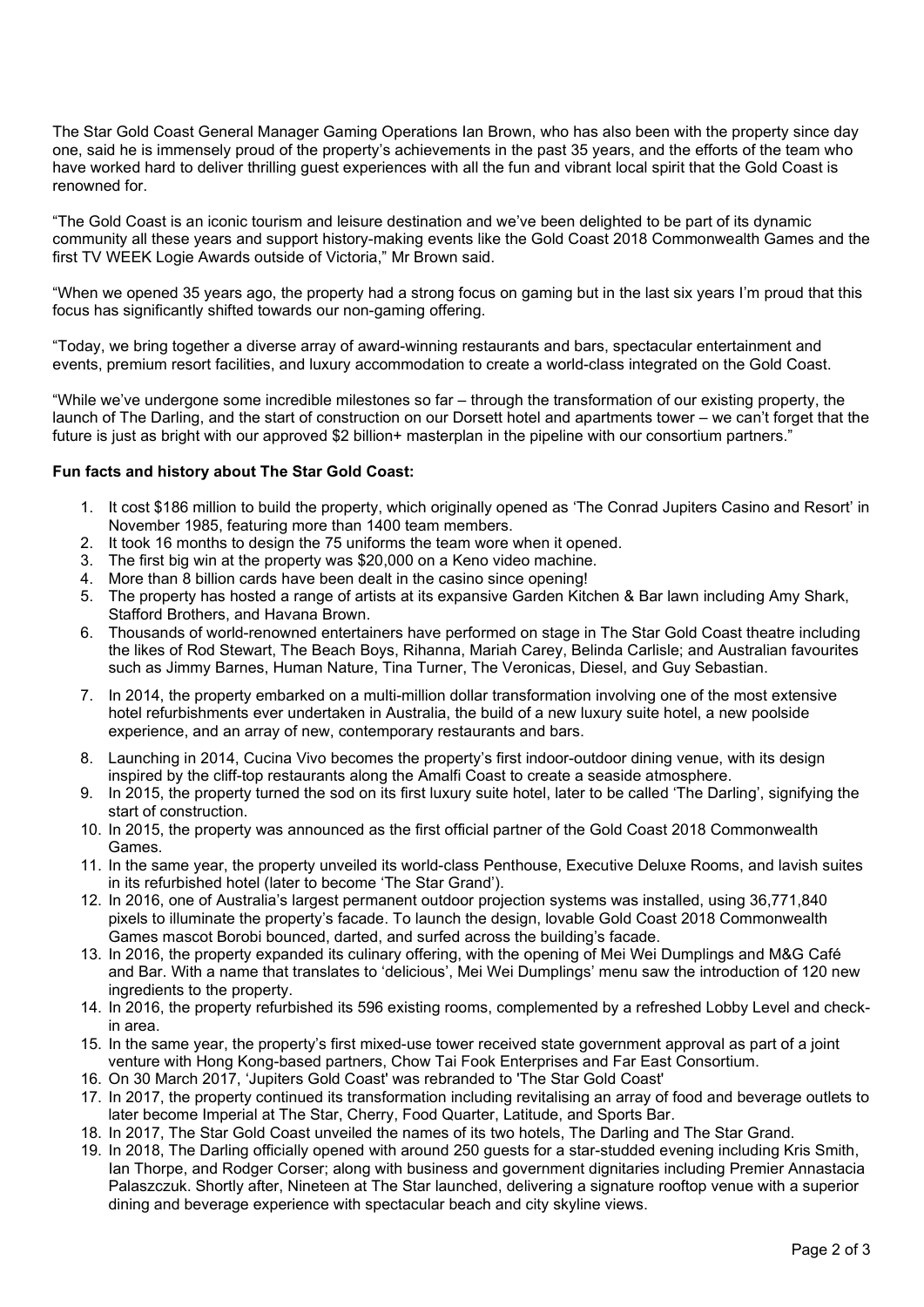The Star Gold Coast General Manager Gaming Operations Ian Brown, who has also been with the property since day one, said he is immensely proud of the property's achievements in the past 35 years, and the efforts of the team who have worked hard to deliver thrilling guest experiences with all the fun and vibrant local spirit that the Gold Coast is renowned for.

"The Gold Coast is an iconic tourism and leisure destination and we've been delighted to be part of its dynamic community all these years and support history-making events like the Gold Coast 2018 Commonwealth Games and the first TV WEEK Logie Awards outside of Victoria," Mr Brown said.

"When we opened 35 years ago, the property had a strong focus on gaming but in the last six years I'm proud that this focus has significantly shifted towards our non-gaming offering.

"Today, we bring together a diverse array of award-winning restaurants and bars, spectacular entertainment and events, premium resort facilities, and luxury accommodation to create a world-class integrated on the Gold Coast.

"While we've undergone some incredible milestones so far – through the transformation of our existing property, the launch of The Darling, and the start of construction on our Dorsett hotel and apartments tower – we can't forget that the future is just as bright with our approved $2 billion+ masterplan in the pipeline with our consortium partners."

**Fun facts and history about The Star Gold Coast:**

1. It cost $186 million to build the property, which originally opened as 'The Conrad Jupiters Casino and Resort' in November 1985, featuring more than 1400 team members.
2. It took 16 months to design the 75 uniforms the team wore when it opened.
3. The first big win at the property was $20,000 on a Keno video machine.
4. More than 8 billion cards have been dealt in the casino since opening!
5. The property has hosted a range of artists at its expansive Garden Kitchen & Bar lawn including Amy Shark, Stafford Brothers, and Havana Brown.
6. Thousands of world-renowned entertainers have performed on stage in The Star Gold Coast theatre including the likes of Rod Stewart, The Beach Boys, Rihanna, Mariah Carey, Belinda Carlisle; and Australian favourites such as Jimmy Barnes, Human Nature, Tina Turner, The Veronicas, Diesel, and Guy Sebastian.
7. In 2014, the property embarked on a multi-million dollar transformation involving one of the most extensive hotel refurbishments ever undertaken in Australia, the build of a new luxury suite hotel, a new poolside experience, and an array of new, contemporary restaurants and bars.
8. Launching in 2014, Cucina Vivo becomes the property's first indoor-outdoor dining venue, with its design inspired by the cliff-top restaurants along the Amalfi Coast to create a seaside atmosphere.
9. In 2015, the property turned the sod on its first luxury suite hotel, later to be called 'The Darling', signifying the start of construction.
10. In 2015, the property was announced as the first official partner of the Gold Coast 2018 Commonwealth Games.
11. In the same year, the property unveiled its world-class Penthouse, Executive Deluxe Rooms, and lavish suites in its refurbished hotel (later to become 'The Star Grand').
12. In 2016, one of Australia's largest permanent outdoor projection systems was installed, using 36,771,840 pixels to illuminate the property's facade. To launch the design, lovable Gold Coast 2018 Commonwealth Games mascot Borobi bounced, darted, and surfed across the building's facade.
13. In 2016, the property expanded its culinary offering, with the opening of Mei Wei Dumplings and M&G Café and Bar. With a name that translates to 'delicious', Mei Wei Dumplings' menu saw the introduction of 120 new ingredients to the property.
14. In 2016, the property refurbished its 596 existing rooms, complemented by a refreshed Lobby Level and check-in area.
15. In the same year, the property's first mixed-use tower received state government approval as part of a joint venture with Hong Kong-based partners, Chow Tai Fook Enterprises and Far East Consortium.
16. On 30 March 2017, 'Jupiters Gold Coast' was rebranded to 'The Star Gold Coast'
17. In 2017, the property continued its transformation including revitalising an array of food and beverage outlets to later become Imperial at The Star, Cherry, Food Quarter, Latitude, and Sports Bar.
18. In 2017, The Star Gold Coast unveiled the names of its two hotels, The Darling and The Star Grand.
19. In 2018, The Darling officially opened with around 250 guests for a star-studded evening including Kris Smith, Ian Thorpe, and Rodger Corser; along with business and government dignitaries including Premier Annastacia Palaszczuk. Shortly after, Nineteen at The Star launched, delivering a signature rooftop venue with a superior dining and beverage experience with spectacular beach and city skyline views.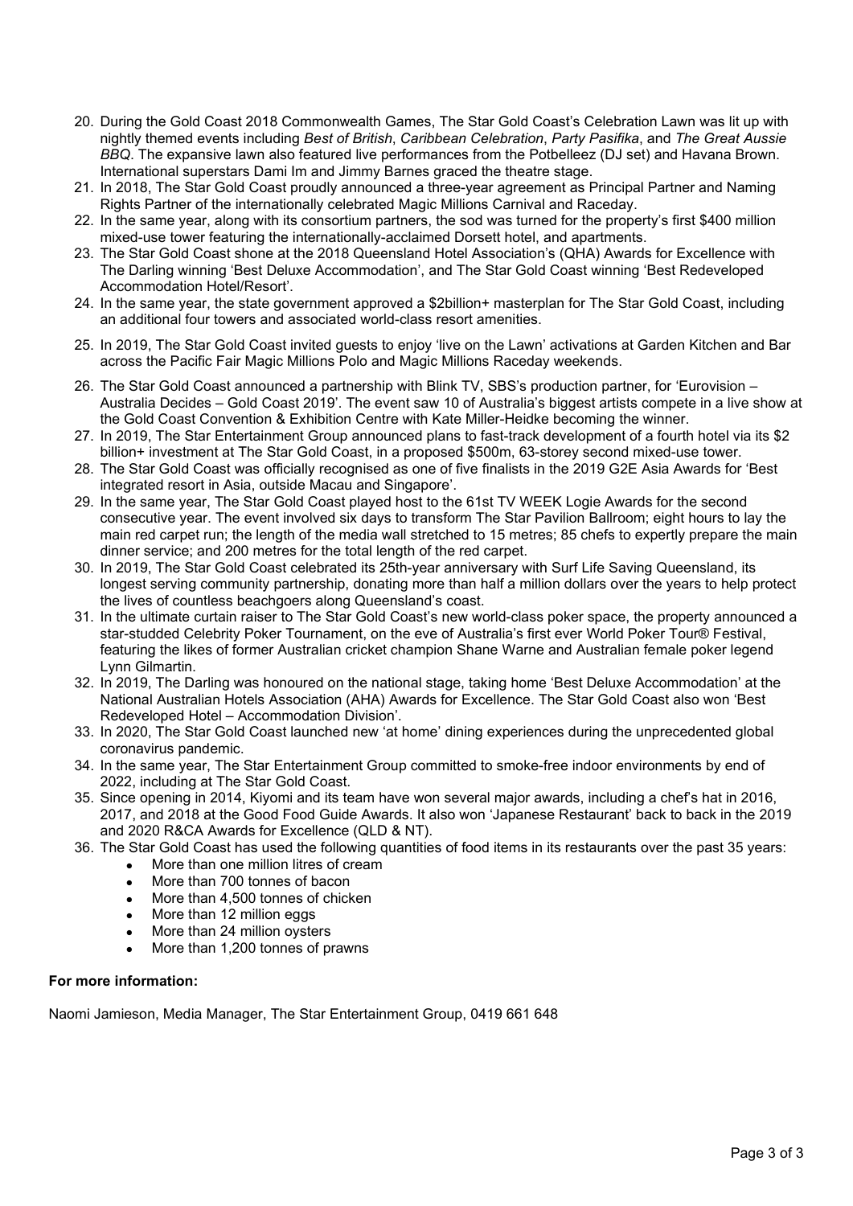20. During the Gold Coast 2018 Commonwealth Games, The Star Gold Coast's Celebration Lawn was lit up with nightly themed events including *Best of British*, *Caribbean Celebration*, *Party Pasifika*, and *The Great Aussie BBQ*. The expansive lawn also featured live performances from the Potbelleez (DJ set) and Havana Brown. International superstars Dami Im and Jimmy Barnes graced the theatre stage.
21. In 2018, The Star Gold Coast proudly announced a three-year agreement as Principal Partner and Naming Rights Partner of the internationally celebrated Magic Millions Carnival and Raceday.
22. In the same year, along with its consortium partners, the sod was turned for the property's first $400 million mixed-use tower featuring the internationally-acclaimed Dorsett hotel, and apartments.
23. The Star Gold Coast shone at the 2018 Queensland Hotel Association's (QHA) Awards for Excellence with The Darling winning 'Best Deluxe Accommodation', and The Star Gold Coast winning 'Best Redeveloped Accommodation Hotel/Resort'.
24. In the same year, the state government approved a $2billion+ masterplan for The Star Gold Coast, including an additional four towers and associated world-class resort amenities.
25. In 2019, The Star Gold Coast invited guests to enjoy 'live on the Lawn' activations at Garden Kitchen and Bar across the Pacific Fair Magic Millions Polo and Magic Millions Raceday weekends.
26. The Star Gold Coast announced a partnership with Blink TV, SBS's production partner, for 'Eurovision – Australia Decides – Gold Coast 2019'. The event saw 10 of Australia's biggest artists compete in a live show at the Gold Coast Convention & Exhibition Centre with Kate Miller-Heidke becoming the winner.
27. In 2019, The Star Entertainment Group announced plans to fast-track development of a fourth hotel via its $2 billion+ investment at The Star Gold Coast, in a proposed $500m, 63-storey second mixed-use tower.
28. The Star Gold Coast was officially recognised as one of five finalists in the 2019 G2E Asia Awards for 'Best integrated resort in Asia, outside Macau and Singapore'.
29. In the same year, The Star Gold Coast played host to the 61st TV WEEK Logie Awards for the second consecutive year. The event involved six days to transform The Star Pavilion Ballroom; eight hours to lay the main red carpet run; the length of the media wall stretched to 15 metres; 85 chefs to expertly prepare the main dinner service; and 200 metres for the total length of the red carpet.
30. In 2019, The Star Gold Coast celebrated its 25th-year anniversary with Surf Life Saving Queensland, its longest serving community partnership, donating more than half a million dollars over the years to help protect the lives of countless beachgoers along Queensland's coast.
31. In the ultimate curtain raiser to The Star Gold Coast's new world-class poker space, the property announced a star-studded Celebrity Poker Tournament, on the eve of Australia's first ever World Poker Tour® Festival, featuring the likes of former Australian cricket champion Shane Warne and Australian female poker legend Lynn Gilmartin.
32. In 2019, The Darling was honoured on the national stage, taking home 'Best Deluxe Accommodation' at the National Australian Hotels Association (AHA) Awards for Excellence. The Star Gold Coast also won 'Best Redeveloped Hotel – Accommodation Division'.
33. In 2020, The Star Gold Coast launched new 'at home' dining experiences during the unprecedented global coronavirus pandemic.
34. In the same year, The Star Entertainment Group committed to smoke-free indoor environments by end of 2022, including at The Star Gold Coast.
35. Since opening in 2014, Kiyomi and its team have won several major awards, including a chef's hat in 2016, 2017, and 2018 at the Good Food Guide Awards. It also won 'Japanese Restaurant' back to back in the 2019 and 2020 R&CA Awards for Excellence (QLD & NT).
36. The Star Gold Coast has used the following quantities of food items in its restaurants over the past 35 years:
    - More than one million litres of cream
    - More than 700 tonnes of bacon
    - More than 4,500 tonnes of chicken
    - More than 12 million eggs
    - More than 24 million oysters
    - More than 1,200 tonnes of prawns

**For more information:**

Naomi Jamieson, Media Manager, The Star Entertainment Group, 0419 661 648